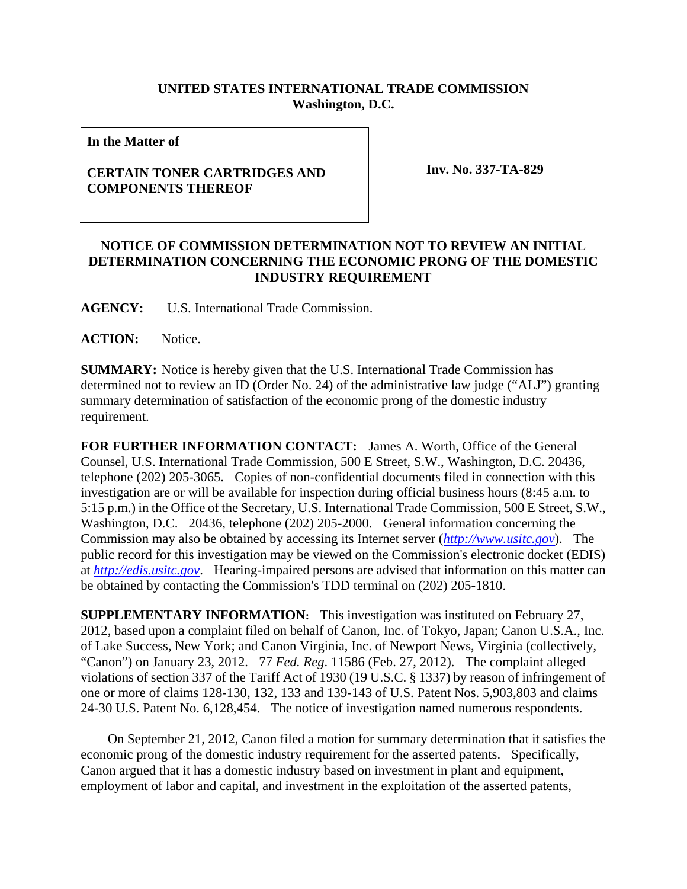**UNITED STATES INTERNATIONAL TRADE COMMISSION**
**Washington, D.C.**

| In the Matter of<br><br>**CERTAIN TONER CARTRIDGES AND COMPONENTS THEREOF** | **Inv. No. 337-TA-829** |
|---|---|

**NOTICE OF COMMISSION DETERMINATION NOT TO REVIEW AN INITIAL DETERMINATION CONCERNING THE ECONOMIC PRONG OF THE DOMESTIC INDUSTRY REQUIREMENT**

**AGENCY:** U.S. International Trade Commission.

**ACTION:** Notice.

**SUMMARY:** Notice is hereby given that the U.S. International Trade Commission has determined not to review an ID (Order No. 24) of the administrative law judge ("ALJ") granting summary determination of satisfaction of the economic prong of the domestic industry requirement.

**FOR FURTHER INFORMATION CONTACT:** James A. Worth, Office of the General Counsel, U.S. International Trade Commission, 500 E Street, S.W., Washington, D.C. 20436, telephone (202) 205-3065. Copies of non-confidential documents filed in connection with this investigation are or will be available for inspection during official business hours (8:45 a.m. to 5:15 p.m.) in the Office of the Secretary, U.S. International Trade Commission, 500 E Street, S.W., Washington, D.C. 20436, telephone (202) 205-2000. General information concerning the Commission may also be obtained by accessing its Internet server (*http://www.usitc.gov*). The public record for this investigation may be viewed on the Commission's electronic docket (EDIS) at *http://edis.usitc.gov*. Hearing-impaired persons are advised that information on this matter can be obtained by contacting the Commission's TDD terminal on (202) 205-1810.

**SUPPLEMENTARY INFORMATION:** This investigation was instituted on February 27, 2012, based upon a complaint filed on behalf of Canon, Inc. of Tokyo, Japan; Canon U.S.A., Inc. of Lake Success, New York; and Canon Virginia, Inc. of Newport News, Virginia (collectively, "Canon") on January 23, 2012. 77 *Fed. Reg*. 11586 (Feb. 27, 2012). The complaint alleged violations of section 337 of the Tariff Act of 1930 (19 U.S.C. § 1337) by reason of infringement of one or more of claims 128-130, 132, 133 and 139-143 of U.S. Patent Nos. 5,903,803 and claims 24-30 U.S. Patent No. 6,128,454. The notice of investigation named numerous respondents.

On September 21, 2012, Canon filed a motion for summary determination that it satisfies the economic prong of the domestic industry requirement for the asserted patents. Specifically, Canon argued that it has a domestic industry based on investment in plant and equipment, employment of labor and capital, and investment in the exploitation of the asserted patents,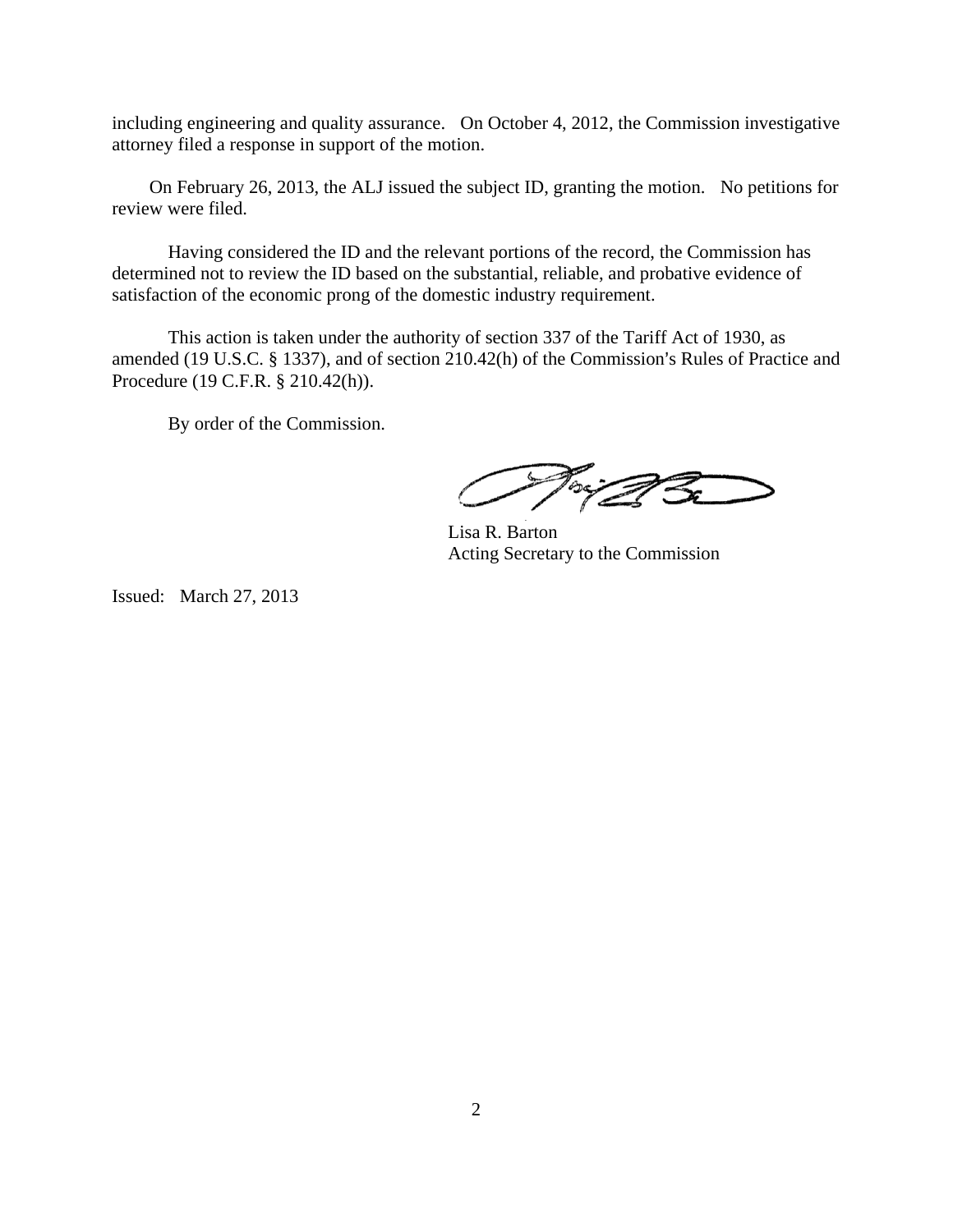including engineering and quality assurance. On October 4, 2012, the Commission investigative attorney filed a response in support of the motion.

On February 26, 2013, the ALJ issued the subject ID, granting the motion. No petitions for review were filed.

Having considered the ID and the relevant portions of the record, the Commission has determined not to review the ID based on the substantial, reliable, and probative evidence of satisfaction of the economic prong of the domestic industry requirement.

This action is taken under the authority of section 337 of the Tariff Act of 1930, as amended (19 U.S.C. § 1337), and of section 210.42(h) of the Commission's Rules of Practice and Procedure (19 C.F.R. § 210.42(h)).

By order of the Commission.

Lisa R. Barton
Acting Secretary to the Commission

Issued: March 27, 2013